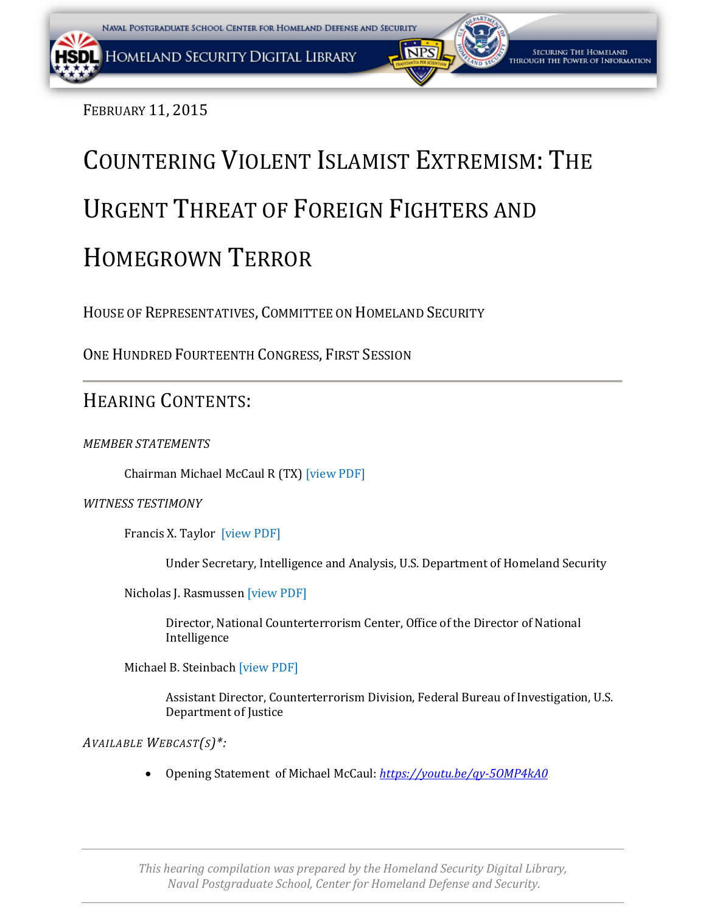February 11, 2015

# Countering Violent Islamist Extremism: The Urgent Threat of Foreign Fighters and Homegrown Terror

House of Representatives, Committee on Homeland Security

One Hundred Fourteenth Congress, First Session

---

## Hearing Contents:

*MEMBER STATEMENTS*

Chairman Michael McCaul R (TX) [view PDF]

*WITNESS TESTIMONY*

Francis X. Taylor [view PDF]

Under Secretary, Intelligence and Analysis, U.S. Department of Homeland Security

Nicholas J. Rasmussen [view PDF]

Director, National Counterterrorism Center, Office of the Director of National Intelligence

Michael B. Steinbach [view PDF]

Assistant Director, Counterterrorism Division, Federal Bureau of Investigation, U.S. Department of Justice

*Available Webcast(s)*:*

- Opening Statement of Michael McCaul: *https://youtu.be/qy-5OMP4kA0*

---

*This hearing compilation was prepared by the Homeland Security Digital Library, Naval Postgraduate School, Center for Homeland Defense and Security.*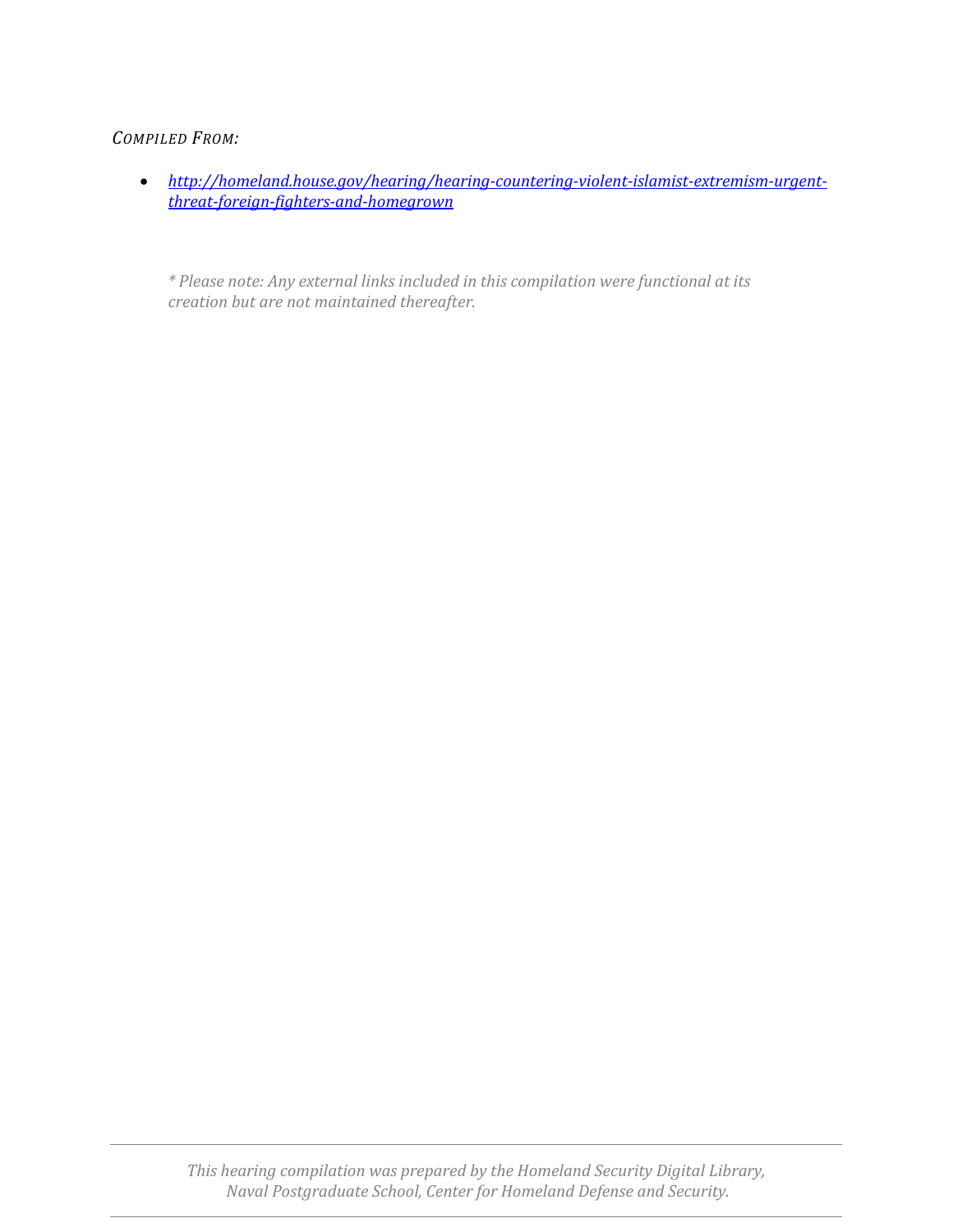*COMPILED FROM:*

- *[http://homeland.house.gov/hearing/hearing-countering-violent-islamist-extremism-urgent-threat-foreign-fighters-and-homegrown](http://homeland.house.gov/hearing/hearing-countering-violent-islamist-extremism-urgent-threat-foreign-fighters-and-homegrown)*

*\* Please note: Any external links included in this compilation were functional at its creation but are not maintained thereafter.*

*This hearing compilation was prepared by the Homeland Security Digital Library, Naval Postgraduate School, Center for Homeland Defense and Security.*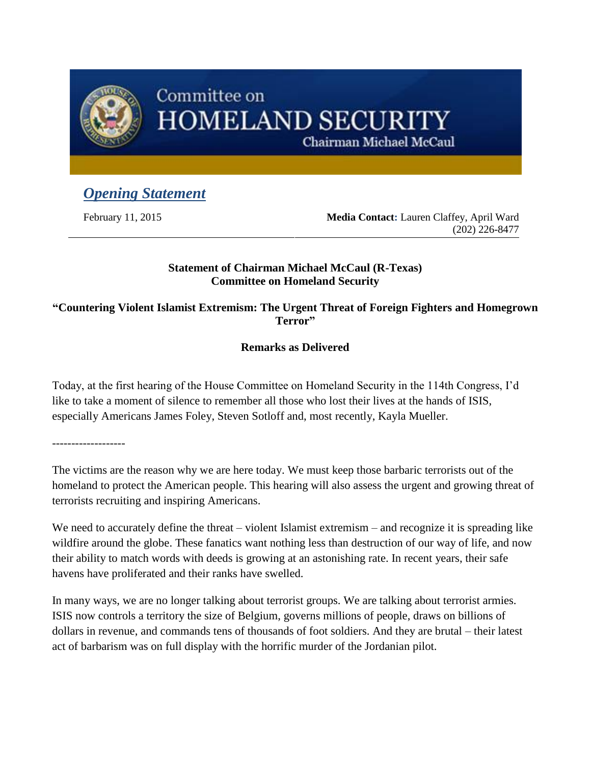Committee on
# HOMELAND SECURITY
Chairman Michael McCaul

## *Opening Statement*

February 11, 2015

**Media Contact:** Lauren Claffey, April Ward
(202) 226-8477

**Statement of Chairman Michael McCaul (R-Texas)**
**Committee on Homeland Security**

**"Countering Violent Islamist Extremism: The Urgent Threat of Foreign Fighters and Homegrown Terror"**

**Remarks as Delivered**

Today, at the first hearing of the House Committee on Homeland Security in the 114th Congress, I'd like to take a moment of silence to remember all those who lost their lives at the hands of ISIS, especially Americans James Foley, Steven Sotloff and, most recently, Kayla Mueller.

-------------------

The victims are the reason why we are here today. We must keep those barbaric terrorists out of the homeland to protect the American people. This hearing will also assess the urgent and growing threat of terrorists recruiting and inspiring Americans.

We need to accurately define the threat – violent Islamist extremism – and recognize it is spreading like wildfire around the globe. These fanatics want nothing less than destruction of our way of life, and now their ability to match words with deeds is growing at an astonishing rate. In recent years, their safe havens have proliferated and their ranks have swelled.

In many ways, we are no longer talking about terrorist groups. We are talking about terrorist armies. ISIS now controls a territory the size of Belgium, governs millions of people, draws on billions of dollars in revenue, and commands tens of thousands of foot soldiers. And they are brutal – their latest act of barbarism was on full display with the horrific murder of the Jordanian pilot.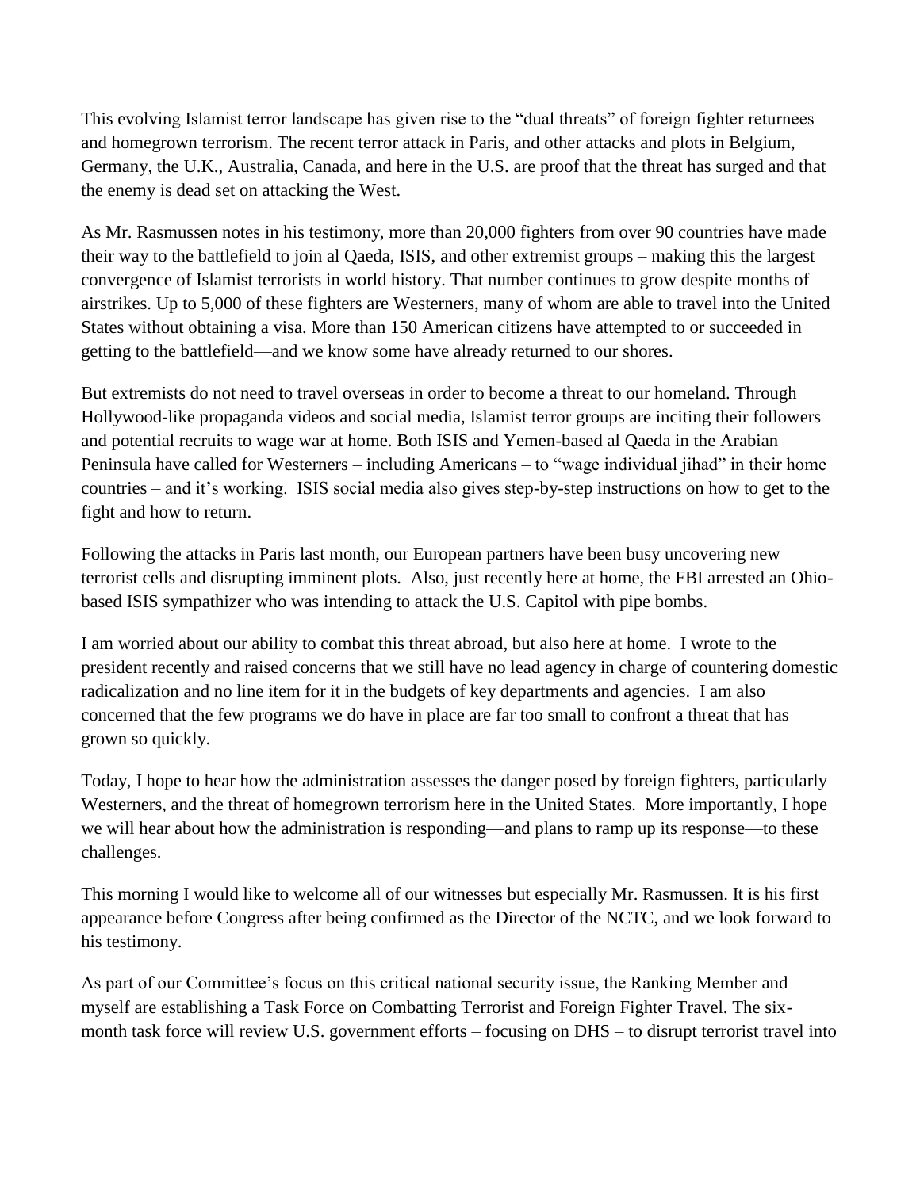This evolving Islamist terror landscape has given rise to the "dual threats" of foreign fighter returnees and homegrown terrorism. The recent terror attack in Paris, and other attacks and plots in Belgium, Germany, the U.K., Australia, Canada, and here in the U.S. are proof that the threat has surged and that the enemy is dead set on attacking the West.

As Mr. Rasmussen notes in his testimony, more than 20,000 fighters from over 90 countries have made their way to the battlefield to join al Qaeda, ISIS, and other extremist groups – making this the largest convergence of Islamist terrorists in world history. That number continues to grow despite months of airstrikes. Up to 5,000 of these fighters are Westerners, many of whom are able to travel into the United States without obtaining a visa. More than 150 American citizens have attempted to or succeeded in getting to the battlefield—and we know some have already returned to our shores.

But extremists do not need to travel overseas in order to become a threat to our homeland. Through Hollywood-like propaganda videos and social media, Islamist terror groups are inciting their followers and potential recruits to wage war at home. Both ISIS and Yemen-based al Qaeda in the Arabian Peninsula have called for Westerners – including Americans – to "wage individual jihad" in their home countries – and it's working. ISIS social media also gives step-by-step instructions on how to get to the fight and how to return.

Following the attacks in Paris last month, our European partners have been busy uncovering new terrorist cells and disrupting imminent plots. Also, just recently here at home, the FBI arrested an Ohio-based ISIS sympathizer who was intending to attack the U.S. Capitol with pipe bombs.

I am worried about our ability to combat this threat abroad, but also here at home. I wrote to the president recently and raised concerns that we still have no lead agency in charge of countering domestic radicalization and no line item for it in the budgets of key departments and agencies. I am also concerned that the few programs we do have in place are far too small to confront a threat that has grown so quickly.

Today, I hope to hear how the administration assesses the danger posed by foreign fighters, particularly Westerners, and the threat of homegrown terrorism here in the United States. More importantly, I hope we will hear about how the administration is responding—and plans to ramp up its response—to these challenges.

This morning I would like to welcome all of our witnesses but especially Mr. Rasmussen. It is his first appearance before Congress after being confirmed as the Director of the NCTC, and we look forward to his testimony.

As part of our Committee's focus on this critical national security issue, the Ranking Member and myself are establishing a Task Force on Combatting Terrorist and Foreign Fighter Travel. The six-month task force will review U.S. government efforts – focusing on DHS – to disrupt terrorist travel into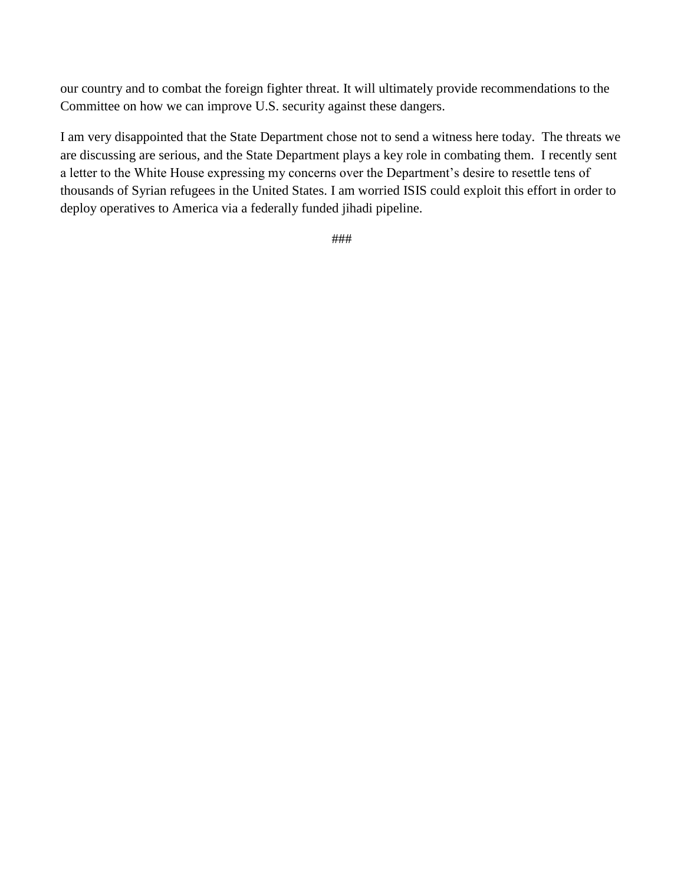our country and to combat the foreign fighter threat. It will ultimately provide recommendations to the Committee on how we can improve U.S. security against these dangers.

I am very disappointed that the State Department chose not to send a witness here today. The threats we are discussing are serious, and the State Department plays a key role in combating them. I recently sent a letter to the White House expressing my concerns over the Department's desire to resettle tens of thousands of Syrian refugees in the United States. I am worried ISIS could exploit this effort in order to deploy operatives to America via a federally funded jihadi pipeline.

###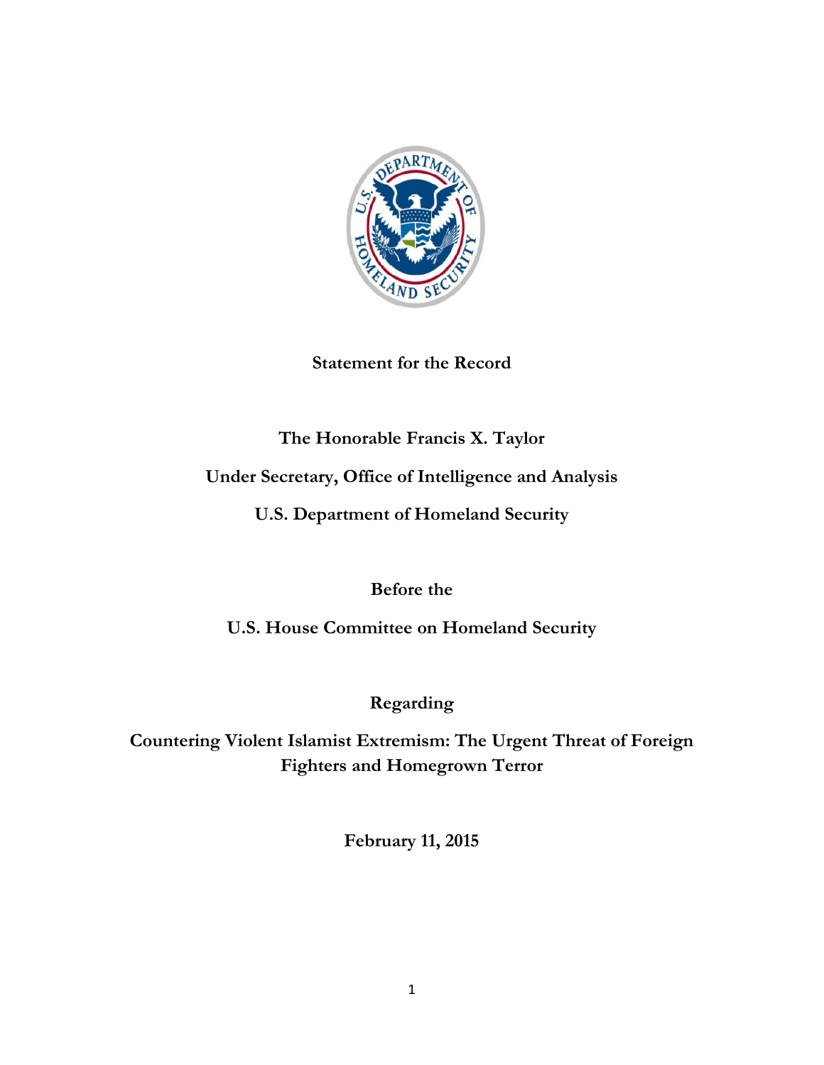**Statement for the Record**

**The Honorable Francis X. Taylor**

**Under Secretary, Office of Intelligence and Analysis**

**U.S. Department of Homeland Security**

**Before the**

**U.S. House Committee on Homeland Security**

**Regarding**

**Countering Violent Islamist Extremism: The Urgent Threat of Foreign Fighters and Homegrown Terror**

**February 11, 2015**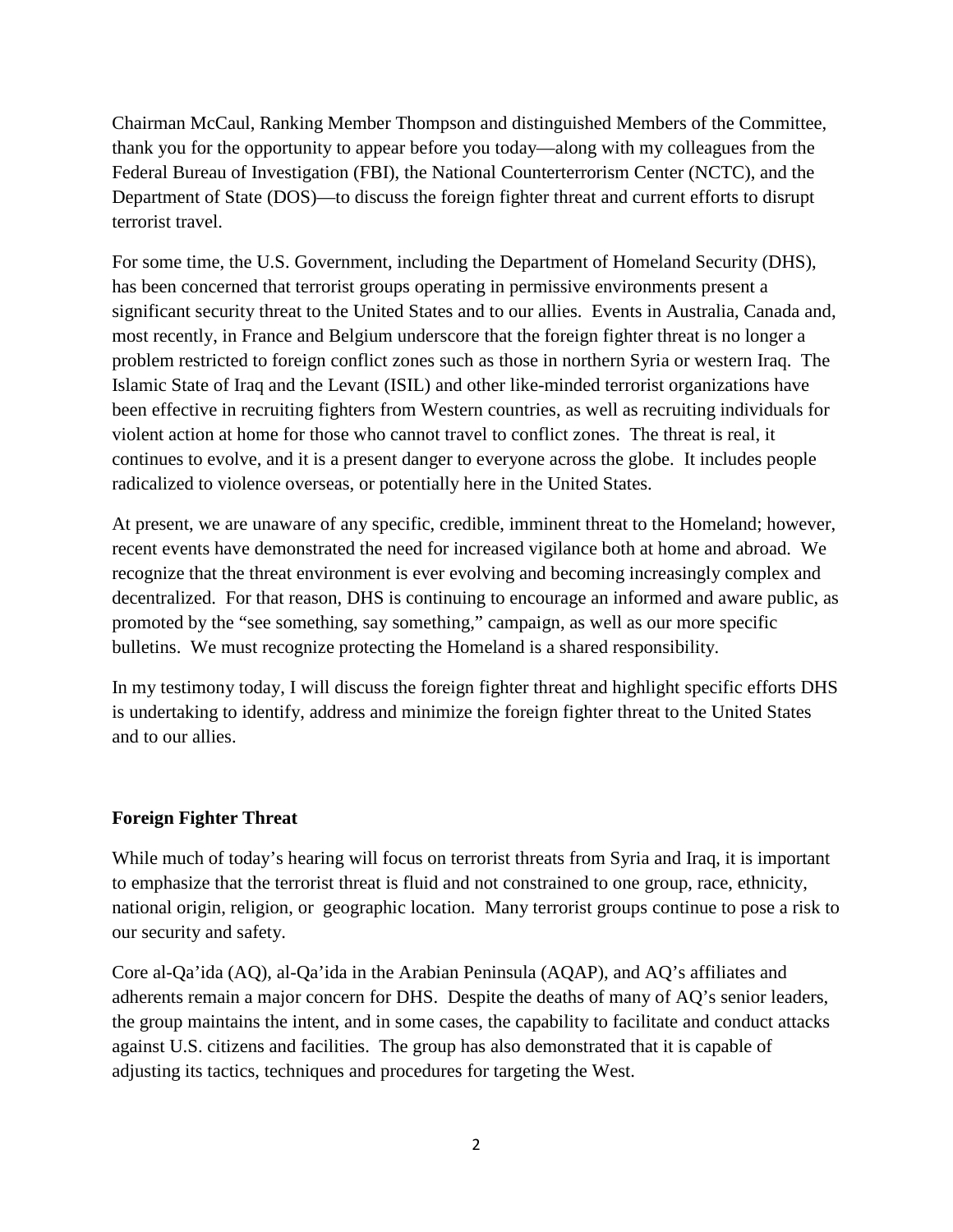Chairman McCaul, Ranking Member Thompson and distinguished Members of the Committee, thank you for the opportunity to appear before you today—along with my colleagues from the Federal Bureau of Investigation (FBI), the National Counterterrorism Center (NCTC), and the Department of State (DOS)—to discuss the foreign fighter threat and current efforts to disrupt terrorist travel.

For some time, the U.S. Government, including the Department of Homeland Security (DHS), has been concerned that terrorist groups operating in permissive environments present a significant security threat to the United States and to our allies. Events in Australia, Canada and, most recently, in France and Belgium underscore that the foreign fighter threat is no longer a problem restricted to foreign conflict zones such as those in northern Syria or western Iraq. The Islamic State of Iraq and the Levant (ISIL) and other like-minded terrorist organizations have been effective in recruiting fighters from Western countries, as well as recruiting individuals for violent action at home for those who cannot travel to conflict zones. The threat is real, it continues to evolve, and it is a present danger to everyone across the globe. It includes people radicalized to violence overseas, or potentially here in the United States.

At present, we are unaware of any specific, credible, imminent threat to the Homeland; however, recent events have demonstrated the need for increased vigilance both at home and abroad. We recognize that the threat environment is ever evolving and becoming increasingly complex and decentralized. For that reason, DHS is continuing to encourage an informed and aware public, as promoted by the "see something, say something," campaign, as well as our more specific bulletins. We must recognize protecting the Homeland is a shared responsibility.

In my testimony today, I will discuss the foreign fighter threat and highlight specific efforts DHS is undertaking to identify, address and minimize the foreign fighter threat to the United States and to our allies.

**Foreign Fighter Threat**

While much of today's hearing will focus on terrorist threats from Syria and Iraq, it is important to emphasize that the terrorist threat is fluid and not constrained to one group, race, ethnicity, national origin, religion, or geographic location. Many terrorist groups continue to pose a risk to our security and safety.

Core al-Qa'ida (AQ), al-Qa'ida in the Arabian Peninsula (AQAP), and AQ's affiliates and adherents remain a major concern for DHS. Despite the deaths of many of AQ's senior leaders, the group maintains the intent, and in some cases, the capability to facilitate and conduct attacks against U.S. citizens and facilities. The group has also demonstrated that it is capable of adjusting its tactics, techniques and procedures for targeting the West.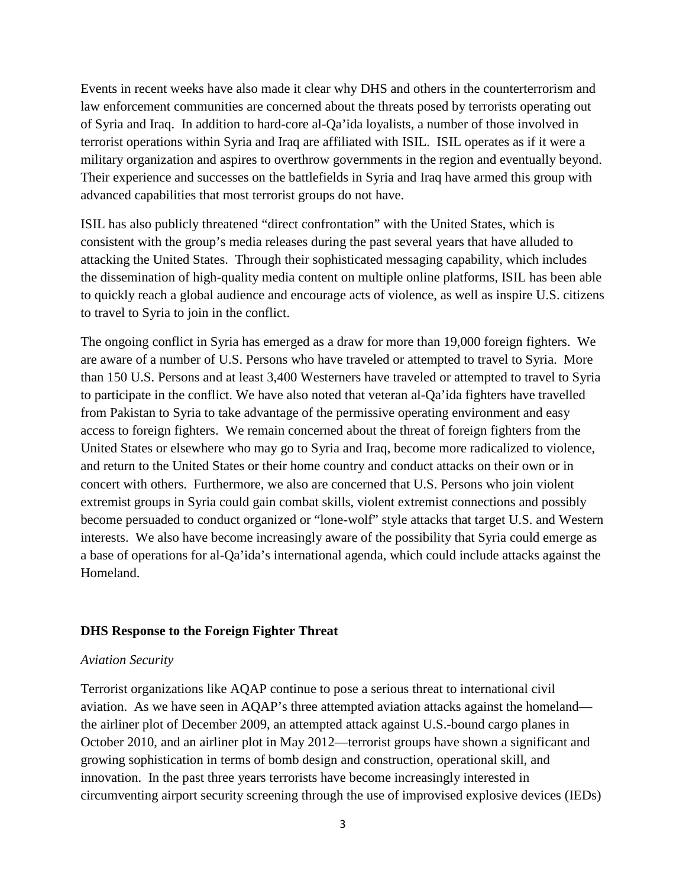Events in recent weeks have also made it clear why DHS and others in the counterterrorism and law enforcement communities are concerned about the threats posed by terrorists operating out of Syria and Iraq. In addition to hard-core al-Qa'ida loyalists, a number of those involved in terrorist operations within Syria and Iraq are affiliated with ISIL. ISIL operates as if it were a military organization and aspires to overthrow governments in the region and eventually beyond. Their experience and successes on the battlefields in Syria and Iraq have armed this group with advanced capabilities that most terrorist groups do not have.

ISIL has also publicly threatened "direct confrontation" with the United States, which is consistent with the group's media releases during the past several years that have alluded to attacking the United States. Through their sophisticated messaging capability, which includes the dissemination of high-quality media content on multiple online platforms, ISIL has been able to quickly reach a global audience and encourage acts of violence, as well as inspire U.S. citizens to travel to Syria to join in the conflict.

The ongoing conflict in Syria has emerged as a draw for more than 19,000 foreign fighters. We are aware of a number of U.S. Persons who have traveled or attempted to travel to Syria. More than 150 U.S. Persons and at least 3,400 Westerners have traveled or attempted to travel to Syria to participate in the conflict. We have also noted that veteran al-Qa'ida fighters have travelled from Pakistan to Syria to take advantage of the permissive operating environment and easy access to foreign fighters. We remain concerned about the threat of foreign fighters from the United States or elsewhere who may go to Syria and Iraq, become more radicalized to violence, and return to the United States or their home country and conduct attacks on their own or in concert with others. Furthermore, we also are concerned that U.S. Persons who join violent extremist groups in Syria could gain combat skills, violent extremist connections and possibly become persuaded to conduct organized or "lone-wolf" style attacks that target U.S. and Western interests. We also have become increasingly aware of the possibility that Syria could emerge as a base of operations for al-Qa'ida's international agenda, which could include attacks against the Homeland.

## DHS Response to the Foreign Fighter Threat

*Aviation Security*

Terrorist organizations like AQAP continue to pose a serious threat to international civil aviation. As we have seen in AQAP's three attempted aviation attacks against the homeland—the airliner plot of December 2009, an attempted attack against U.S.-bound cargo planes in October 2010, and an airliner plot in May 2012—terrorist groups have shown a significant and growing sophistication in terms of bomb design and construction, operational skill, and innovation. In the past three years terrorists have become increasingly interested in circumventing airport security screening through the use of improvised explosive devices (IEDs)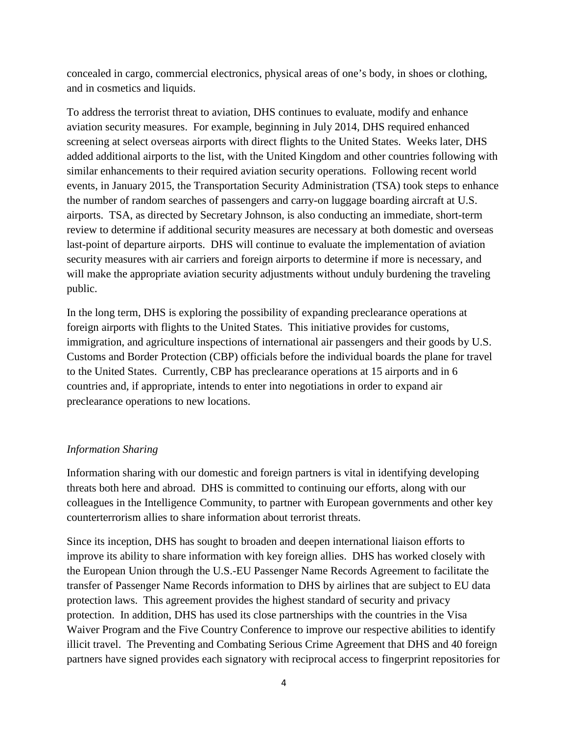concealed in cargo, commercial electronics, physical areas of one's body, in shoes or clothing, and in cosmetics and liquids.

To address the terrorist threat to aviation, DHS continues to evaluate, modify and enhance aviation security measures. For example, beginning in July 2014, DHS required enhanced screening at select overseas airports with direct flights to the United States. Weeks later, DHS added additional airports to the list, with the United Kingdom and other countries following with similar enhancements to their required aviation security operations. Following recent world events, in January 2015, the Transportation Security Administration (TSA) took steps to enhance the number of random searches of passengers and carry-on luggage boarding aircraft at U.S. airports. TSA, as directed by Secretary Johnson, is also conducting an immediate, short-term review to determine if additional security measures are necessary at both domestic and overseas last-point of departure airports. DHS will continue to evaluate the implementation of aviation security measures with air carriers and foreign airports to determine if more is necessary, and will make the appropriate aviation security adjustments without unduly burdening the traveling public.

In the long term, DHS is exploring the possibility of expanding preclearance operations at foreign airports with flights to the United States. This initiative provides for customs, immigration, and agriculture inspections of international air passengers and their goods by U.S. Customs and Border Protection (CBP) officials before the individual boards the plane for travel to the United States. Currently, CBP has preclearance operations at 15 airports and in 6 countries and, if appropriate, intends to enter into negotiations in order to expand air preclearance operations to new locations.

*Information Sharing*

Information sharing with our domestic and foreign partners is vital in identifying developing threats both here and abroad. DHS is committed to continuing our efforts, along with our colleagues in the Intelligence Community, to partner with European governments and other key counterterrorism allies to share information about terrorist threats.

Since its inception, DHS has sought to broaden and deepen international liaison efforts to improve its ability to share information with key foreign allies. DHS has worked closely with the European Union through the U.S.-EU Passenger Name Records Agreement to facilitate the transfer of Passenger Name Records information to DHS by airlines that are subject to EU data protection laws. This agreement provides the highest standard of security and privacy protection. In addition, DHS has used its close partnerships with the countries in the Visa Waiver Program and the Five Country Conference to improve our respective abilities to identify illicit travel. The Preventing and Combating Serious Crime Agreement that DHS and 40 foreign partners have signed provides each signatory with reciprocal access to fingerprint repositories for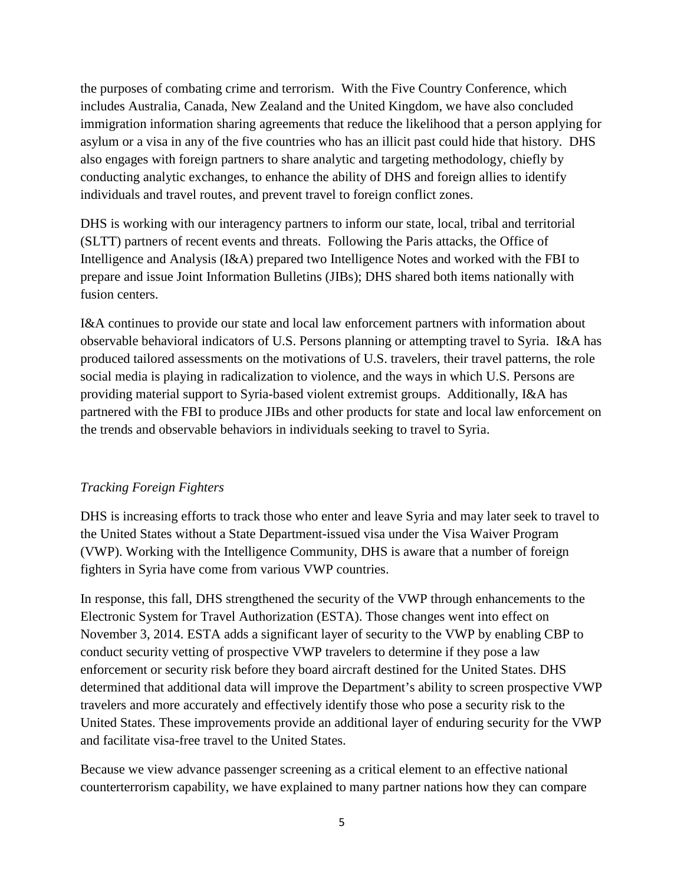the purposes of combating crime and terrorism. With the Five Country Conference, which includes Australia, Canada, New Zealand and the United Kingdom, we have also concluded immigration information sharing agreements that reduce the likelihood that a person applying for asylum or a visa in any of the five countries who has an illicit past could hide that history. DHS also engages with foreign partners to share analytic and targeting methodology, chiefly by conducting analytic exchanges, to enhance the ability of DHS and foreign allies to identify individuals and travel routes, and prevent travel to foreign conflict zones.

DHS is working with our interagency partners to inform our state, local, tribal and territorial (SLTT) partners of recent events and threats. Following the Paris attacks, the Office of Intelligence and Analysis (I&A) prepared two Intelligence Notes and worked with the FBI to prepare and issue Joint Information Bulletins (JIBs); DHS shared both items nationally with fusion centers.

I&A continues to provide our state and local law enforcement partners with information about observable behavioral indicators of U.S. Persons planning or attempting travel to Syria. I&A has produced tailored assessments on the motivations of U.S. travelers, their travel patterns, the role social media is playing in radicalization to violence, and the ways in which U.S. Persons are providing material support to Syria-based violent extremist groups. Additionally, I&A has partnered with the FBI to produce JIBs and other products for state and local law enforcement on the trends and observable behaviors in individuals seeking to travel to Syria.

*Tracking Foreign Fighters*

DHS is increasing efforts to track those who enter and leave Syria and may later seek to travel to the United States without a State Department-issued visa under the Visa Waiver Program (VWP). Working with the Intelligence Community, DHS is aware that a number of foreign fighters in Syria have come from various VWP countries.

In response, this fall, DHS strengthened the security of the VWP through enhancements to the Electronic System for Travel Authorization (ESTA). Those changes went into effect on November 3, 2014. ESTA adds a significant layer of security to the VWP by enabling CBP to conduct security vetting of prospective VWP travelers to determine if they pose a law enforcement or security risk before they board aircraft destined for the United States. DHS determined that additional data will improve the Department's ability to screen prospective VWP travelers and more accurately and effectively identify those who pose a security risk to the United States. These improvements provide an additional layer of enduring security for the VWP and facilitate visa-free travel to the United States.

Because we view advance passenger screening as a critical element to an effective national counterterrorism capability, we have explained to many partner nations how they can compare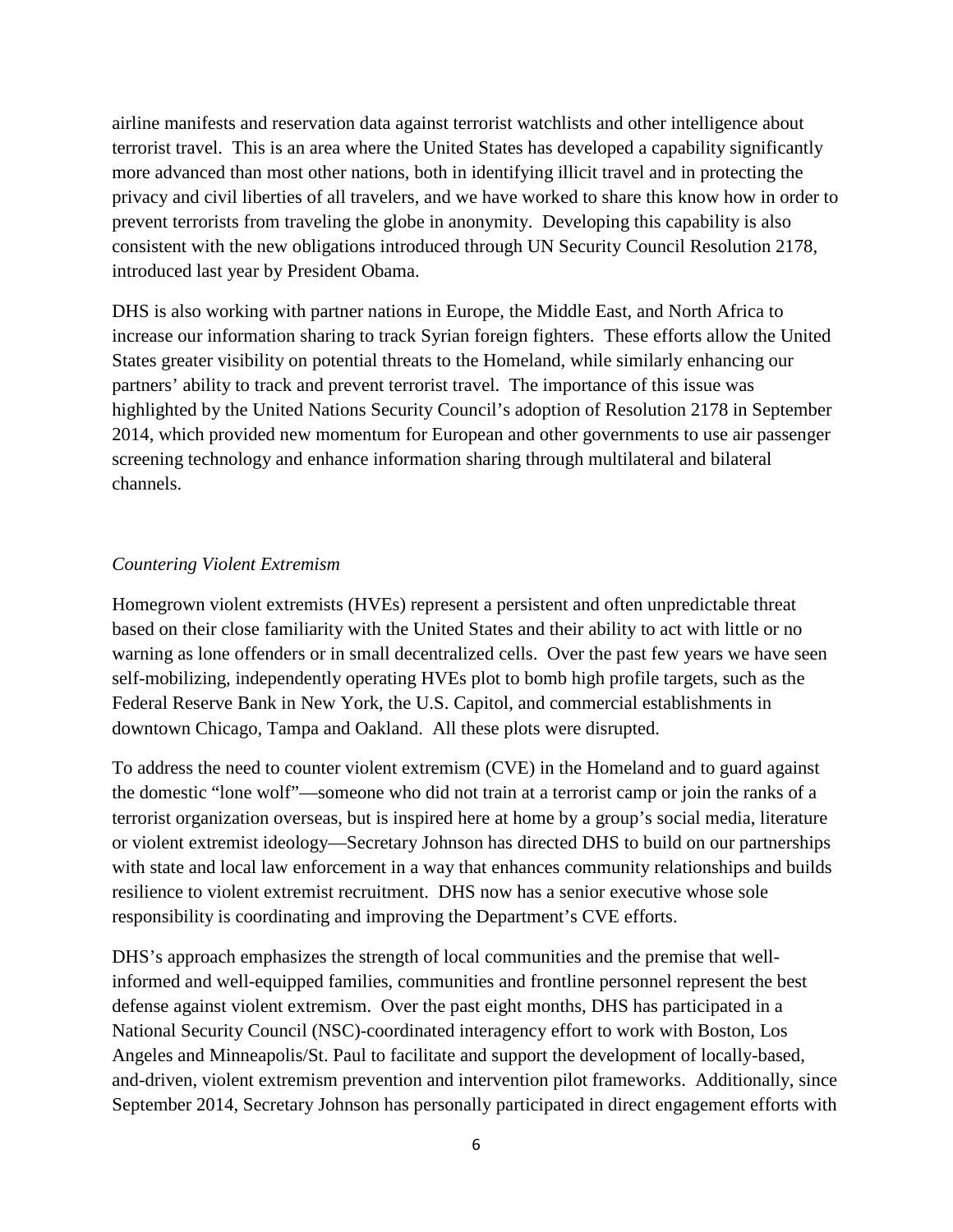airline manifests and reservation data against terrorist watchlists and other intelligence about terrorist travel. This is an area where the United States has developed a capability significantly more advanced than most other nations, both in identifying illicit travel and in protecting the privacy and civil liberties of all travelers, and we have worked to share this know how in order to prevent terrorists from traveling the globe in anonymity. Developing this capability is also consistent with the new obligations introduced through UN Security Council Resolution 2178, introduced last year by President Obama.

DHS is also working with partner nations in Europe, the Middle East, and North Africa to increase our information sharing to track Syrian foreign fighters. These efforts allow the United States greater visibility on potential threats to the Homeland, while similarly enhancing our partners' ability to track and prevent terrorist travel. The importance of this issue was highlighted by the United Nations Security Council's adoption of Resolution 2178 in September 2014, which provided new momentum for European and other governments to use air passenger screening technology and enhance information sharing through multilateral and bilateral channels.

*Countering Violent Extremism*

Homegrown violent extremists (HVEs) represent a persistent and often unpredictable threat based on their close familiarity with the United States and their ability to act with little or no warning as lone offenders or in small decentralized cells. Over the past few years we have seen self-mobilizing, independently operating HVEs plot to bomb high profile targets, such as the Federal Reserve Bank in New York, the U.S. Capitol, and commercial establishments in downtown Chicago, Tampa and Oakland. All these plots were disrupted.

To address the need to counter violent extremism (CVE) in the Homeland and to guard against the domestic "lone wolf"—someone who did not train at a terrorist camp or join the ranks of a terrorist organization overseas, but is inspired here at home by a group's social media, literature or violent extremist ideology—Secretary Johnson has directed DHS to build on our partnerships with state and local law enforcement in a way that enhances community relationships and builds resilience to violent extremist recruitment. DHS now has a senior executive whose sole responsibility is coordinating and improving the Department's CVE efforts.

DHS's approach emphasizes the strength of local communities and the premise that well-informed and well-equipped families, communities and frontline personnel represent the best defense against violent extremism. Over the past eight months, DHS has participated in a National Security Council (NSC)-coordinated interagency effort to work with Boston, Los Angeles and Minneapolis/St. Paul to facilitate and support the development of locally-based, and-driven, violent extremism prevention and intervention pilot frameworks. Additionally, since September 2014, Secretary Johnson has personally participated in direct engagement efforts with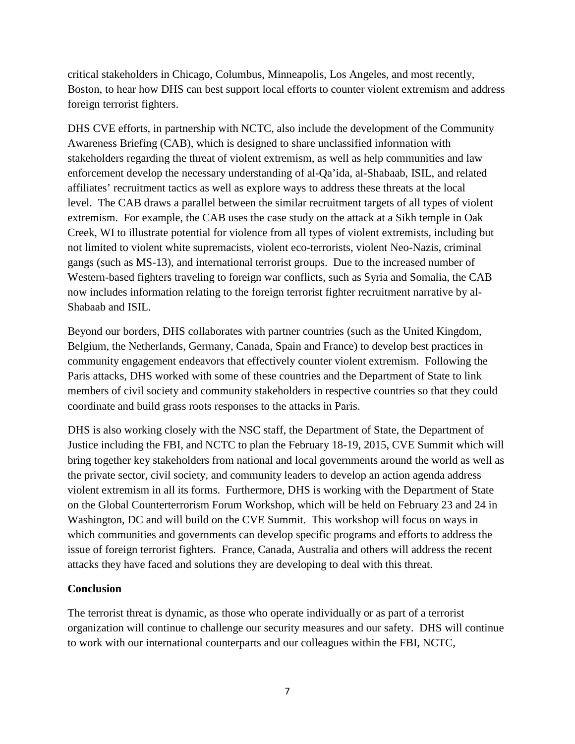critical stakeholders in Chicago, Columbus, Minneapolis, Los Angeles, and most recently, Boston, to hear how DHS can best support local efforts to counter violent extremism and address foreign terrorist fighters.

DHS CVE efforts, in partnership with NCTC, also include the development of the Community Awareness Briefing (CAB), which is designed to share unclassified information with stakeholders regarding the threat of violent extremism, as well as help communities and law enforcement develop the necessary understanding of al-Qa'ida, al-Shabaab, ISIL, and related affiliates' recruitment tactics as well as explore ways to address these threats at the local level. The CAB draws a parallel between the similar recruitment targets of all types of violent extremism. For example, the CAB uses the case study on the attack at a Sikh temple in Oak Creek, WI to illustrate potential for violence from all types of violent extremists, including but not limited to violent white supremacists, violent eco-terrorists, violent Neo-Nazis, criminal gangs (such as MS-13), and international terrorist groups. Due to the increased number of Western-based fighters traveling to foreign war conflicts, such as Syria and Somalia, the CAB now includes information relating to the foreign terrorist fighter recruitment narrative by al-Shabaab and ISIL.

Beyond our borders, DHS collaborates with partner countries (such as the United Kingdom, Belgium, the Netherlands, Germany, Canada, Spain and France) to develop best practices in community engagement endeavors that effectively counter violent extremism. Following the Paris attacks, DHS worked with some of these countries and the Department of State to link members of civil society and community stakeholders in respective countries so that they could coordinate and build grass roots responses to the attacks in Paris.

DHS is also working closely with the NSC staff, the Department of State, the Department of Justice including the FBI, and NCTC to plan the February 18-19, 2015, CVE Summit which will bring together key stakeholders from national and local governments around the world as well as the private sector, civil society, and community leaders to develop an action agenda address violent extremism in all its forms. Furthermore, DHS is working with the Department of State on the Global Counterterrorism Forum Workshop, which will be held on February 23 and 24 in Washington, DC and will build on the CVE Summit. This workshop will focus on ways in which communities and governments can develop specific programs and efforts to address the issue of foreign terrorist fighters. France, Canada, Australia and others will address the recent attacks they have faced and solutions they are developing to deal with this threat.

**Conclusion**

The terrorist threat is dynamic, as those who operate individually or as part of a terrorist organization will continue to challenge our security measures and our safety. DHS will continue to work with our international counterparts and our colleagues within the FBI, NCTC,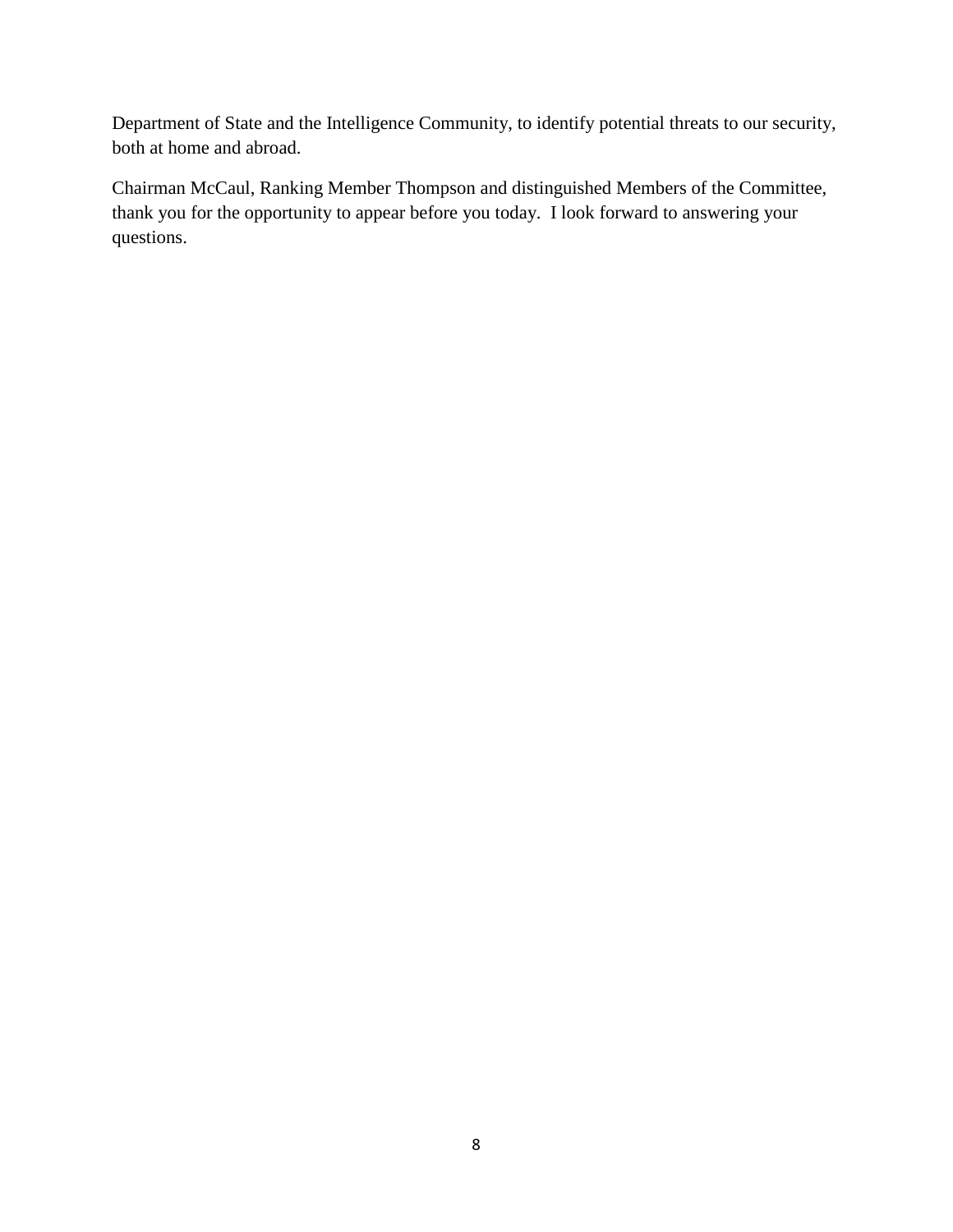Department of State and the Intelligence Community, to identify potential threats to our security, both at home and abroad.

Chairman McCaul, Ranking Member Thompson and distinguished Members of the Committee, thank you for the opportunity to appear before you today. I look forward to answering your questions.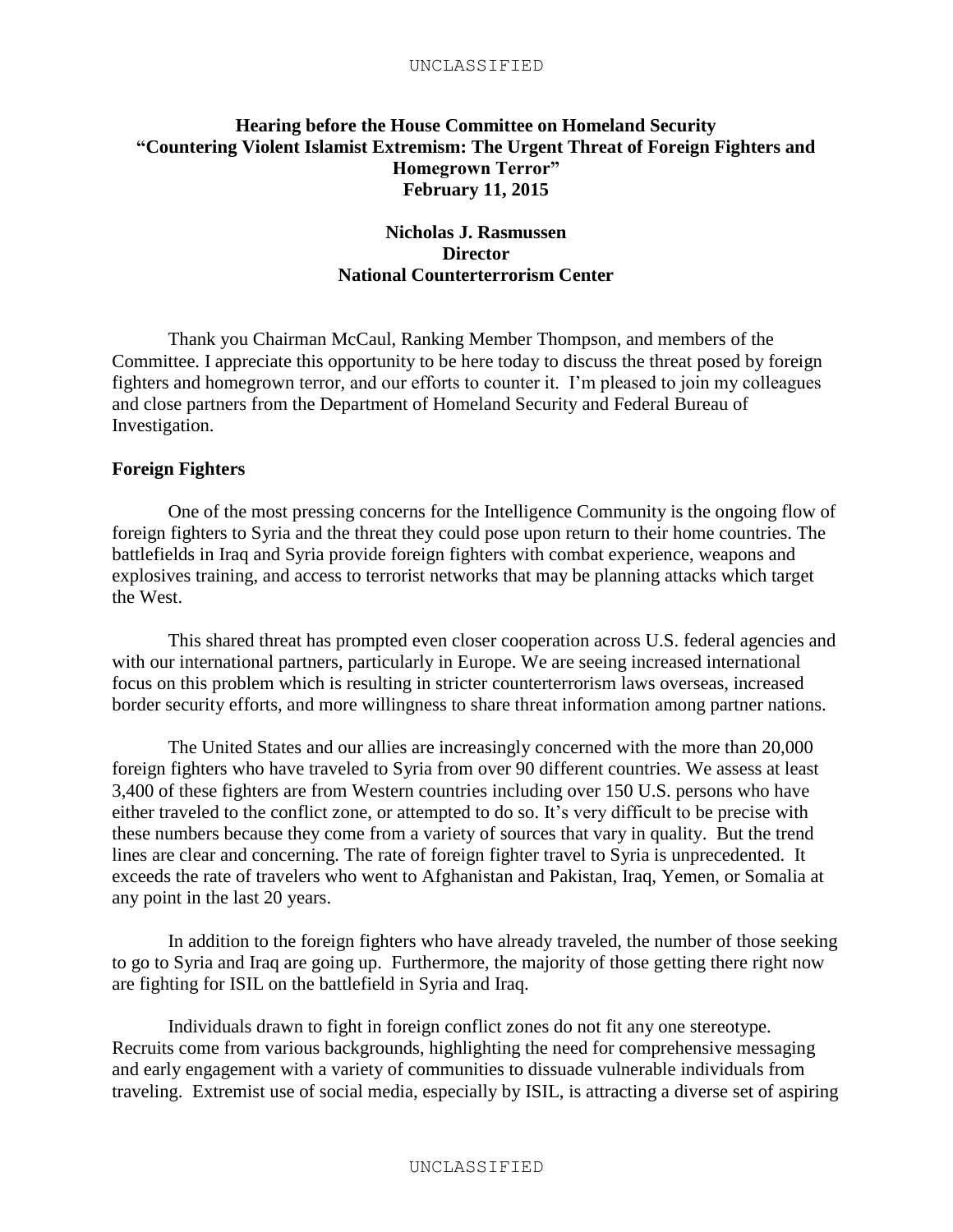**Hearing before the House Committee on Homeland Security**
**"Countering Violent Islamist Extremism: The Urgent Threat of Foreign Fighters and Homegrown Terror"**
**February 11, 2015**

**Nicholas J. Rasmussen**
**Director**
**National Counterterrorism Center**

Thank you Chairman McCaul, Ranking Member Thompson, and members of the Committee. I appreciate this opportunity to be here today to discuss the threat posed by foreign fighters and homegrown terror, and our efforts to counter it. I'm pleased to join my colleagues and close partners from the Department of Homeland Security and Federal Bureau of Investigation.

**Foreign Fighters**

One of the most pressing concerns for the Intelligence Community is the ongoing flow of foreign fighters to Syria and the threat they could pose upon return to their home countries. The battlefields in Iraq and Syria provide foreign fighters with combat experience, weapons and explosives training, and access to terrorist networks that may be planning attacks which target the West.

This shared threat has prompted even closer cooperation across U.S. federal agencies and with our international partners, particularly in Europe. We are seeing increased international focus on this problem which is resulting in stricter counterterrorism laws overseas, increased border security efforts, and more willingness to share threat information among partner nations.

The United States and our allies are increasingly concerned with the more than 20,000 foreign fighters who have traveled to Syria from over 90 different countries. We assess at least 3,400 of these fighters are from Western countries including over 150 U.S. persons who have either traveled to the conflict zone, or attempted to do so. It's very difficult to be precise with these numbers because they come from a variety of sources that vary in quality. But the trend lines are clear and concerning. The rate of foreign fighter travel to Syria is unprecedented. It exceeds the rate of travelers who went to Afghanistan and Pakistan, Iraq, Yemen, or Somalia at any point in the last 20 years.

In addition to the foreign fighters who have already traveled, the number of those seeking to go to Syria and Iraq are going up. Furthermore, the majority of those getting there right now are fighting for ISIL on the battlefield in Syria and Iraq.

Individuals drawn to fight in foreign conflict zones do not fit any one stereotype. Recruits come from various backgrounds, highlighting the need for comprehensive messaging and early engagement with a variety of communities to dissuade vulnerable individuals from traveling. Extremist use of social media, especially by ISIL, is attracting a diverse set of aspiring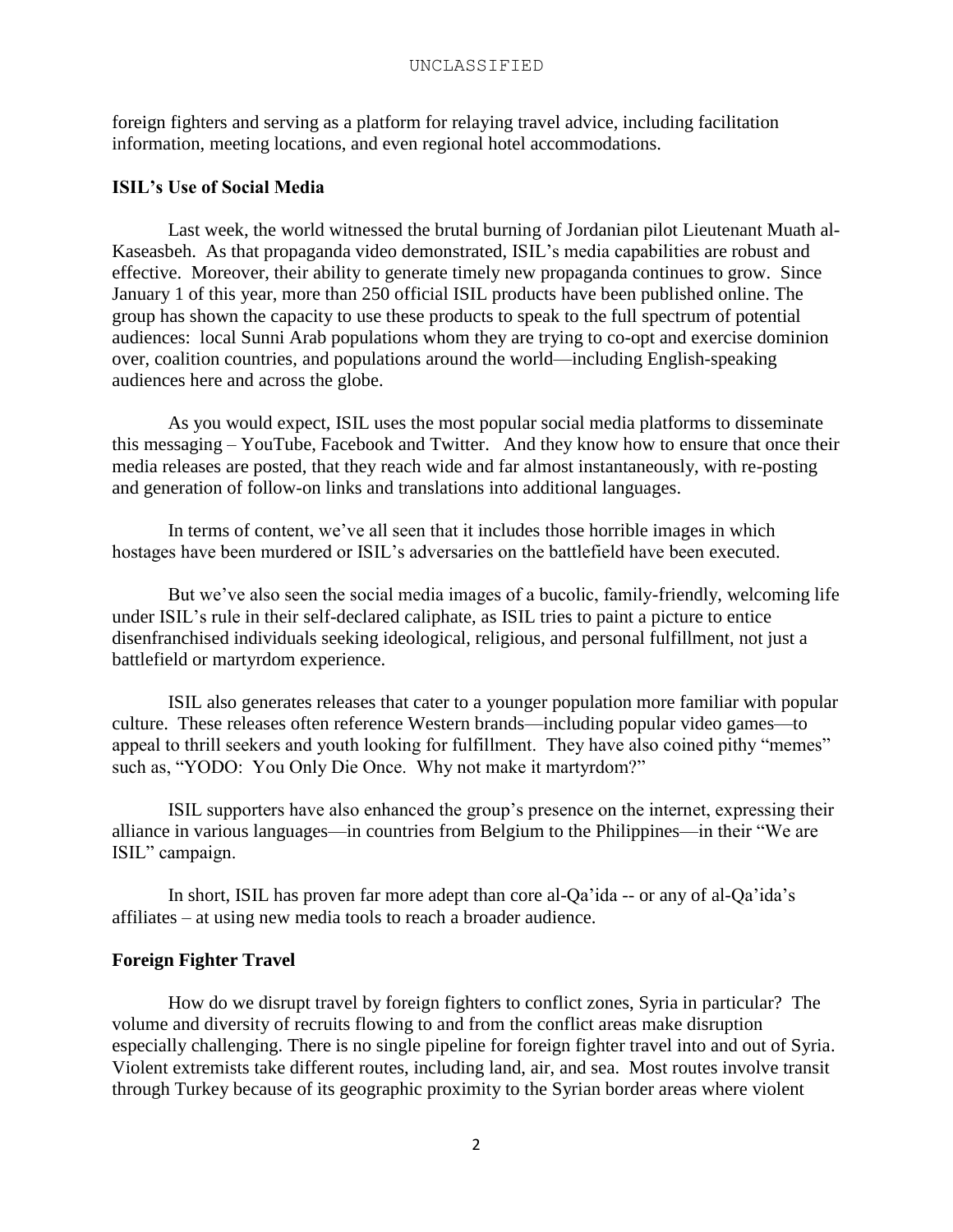foreign fighters and serving as a platform for relaying travel advice, including facilitation information, meeting locations, and even regional hotel accommodations.

**ISIL's Use of Social Media**

Last week, the world witnessed the brutal burning of Jordanian pilot Lieutenant Muath al-Kaseasbeh. As that propaganda video demonstrated, ISIL's media capabilities are robust and effective. Moreover, their ability to generate timely new propaganda continues to grow. Since January 1 of this year, more than 250 official ISIL products have been published online. The group has shown the capacity to use these products to speak to the full spectrum of potential audiences: local Sunni Arab populations whom they are trying to co-opt and exercise dominion over, coalition countries, and populations around the world—including English-speaking audiences here and across the globe.

As you would expect, ISIL uses the most popular social media platforms to disseminate this messaging – YouTube, Facebook and Twitter. And they know how to ensure that once their media releases are posted, that they reach wide and far almost instantaneously, with re-posting and generation of follow-on links and translations into additional languages.

In terms of content, we've all seen that it includes those horrible images in which hostages have been murdered or ISIL's adversaries on the battlefield have been executed.

But we've also seen the social media images of a bucolic, family-friendly, welcoming life under ISIL's rule in their self-declared caliphate, as ISIL tries to paint a picture to entice disenfranchised individuals seeking ideological, religious, and personal fulfillment, not just a battlefield or martyrdom experience.

ISIL also generates releases that cater to a younger population more familiar with popular culture. These releases often reference Western brands—including popular video games—to appeal to thrill seekers and youth looking for fulfillment. They have also coined pithy "memes" such as, "YODO: You Only Die Once. Why not make it martyrdom?"

ISIL supporters have also enhanced the group's presence on the internet, expressing their alliance in various languages—in countries from Belgium to the Philippines—in their "We are ISIL" campaign.

In short, ISIL has proven far more adept than core al-Qa'ida -- or any of al-Qa'ida's affiliates – at using new media tools to reach a broader audience.

**Foreign Fighter Travel**

How do we disrupt travel by foreign fighters to conflict zones, Syria in particular? The volume and diversity of recruits flowing to and from the conflict areas make disruption especially challenging. There is no single pipeline for foreign fighter travel into and out of Syria. Violent extremists take different routes, including land, air, and sea. Most routes involve transit through Turkey because of its geographic proximity to the Syrian border areas where violent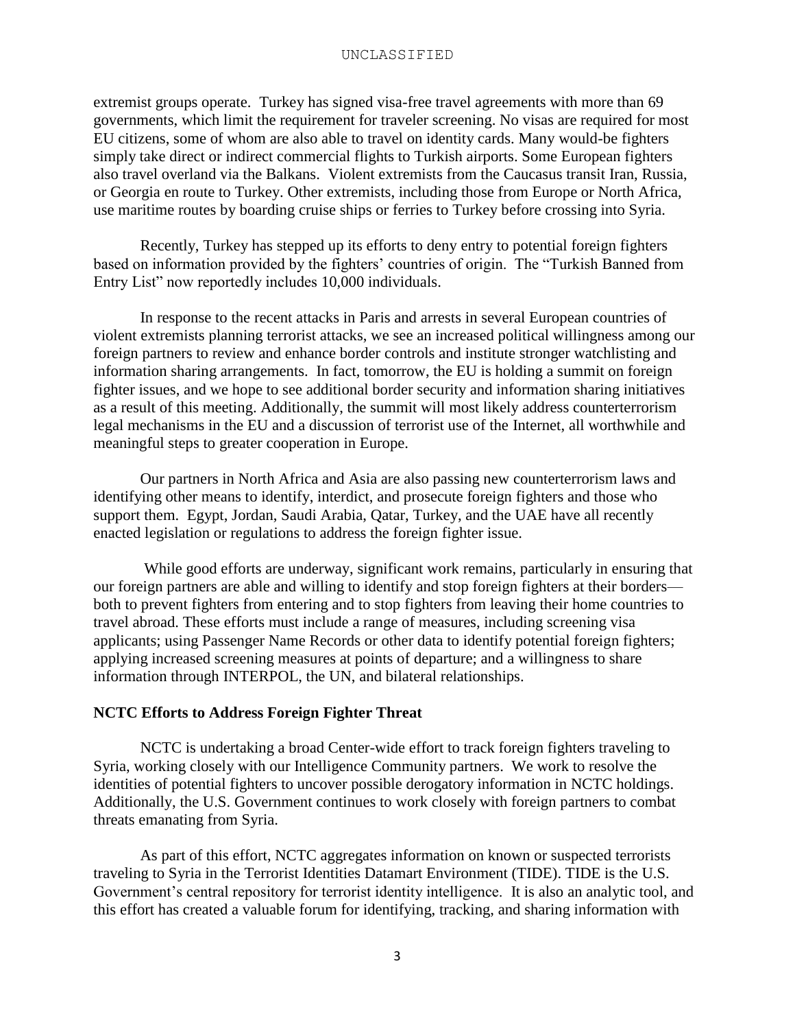extremist groups operate. Turkey has signed visa-free travel agreements with more than 69 governments, which limit the requirement for traveler screening. No visas are required for most EU citizens, some of whom are also able to travel on identity cards. Many would-be fighters simply take direct or indirect commercial flights to Turkish airports. Some European fighters also travel overland via the Balkans. Violent extremists from the Caucasus transit Iran, Russia, or Georgia en route to Turkey. Other extremists, including those from Europe or North Africa, use maritime routes by boarding cruise ships or ferries to Turkey before crossing into Syria.

Recently, Turkey has stepped up its efforts to deny entry to potential foreign fighters based on information provided by the fighters' countries of origin. The "Turkish Banned from Entry List" now reportedly includes 10,000 individuals.

In response to the recent attacks in Paris and arrests in several European countries of violent extremists planning terrorist attacks, we see an increased political willingness among our foreign partners to review and enhance border controls and institute stronger watchlisting and information sharing arrangements. In fact, tomorrow, the EU is holding a summit on foreign fighter issues, and we hope to see additional border security and information sharing initiatives as a result of this meeting. Additionally, the summit will most likely address counterterrorism legal mechanisms in the EU and a discussion of terrorist use of the Internet, all worthwhile and meaningful steps to greater cooperation in Europe.

Our partners in North Africa and Asia are also passing new counterterrorism laws and identifying other means to identify, interdict, and prosecute foreign fighters and those who support them. Egypt, Jordan, Saudi Arabia, Qatar, Turkey, and the UAE have all recently enacted legislation or regulations to address the foreign fighter issue.

While good efforts are underway, significant work remains, particularly in ensuring that our foreign partners are able and willing to identify and stop foreign fighters at their borders—both to prevent fighters from entering and to stop fighters from leaving their home countries to travel abroad. These efforts must include a range of measures, including screening visa applicants; using Passenger Name Records or other data to identify potential foreign fighters; applying increased screening measures at points of departure; and a willingness to share information through INTERPOL, the UN, and bilateral relationships.

**NCTC Efforts to Address Foreign Fighter Threat**

NCTC is undertaking a broad Center-wide effort to track foreign fighters traveling to Syria, working closely with our Intelligence Community partners. We work to resolve the identities of potential fighters to uncover possible derogatory information in NCTC holdings. Additionally, the U.S. Government continues to work closely with foreign partners to combat threats emanating from Syria.

As part of this effort, NCTC aggregates information on known or suspected terrorists traveling to Syria in the Terrorist Identities Datamart Environment (TIDE). TIDE is the U.S. Government's central repository for terrorist identity intelligence. It is also an analytic tool, and this effort has created a valuable forum for identifying, tracking, and sharing information with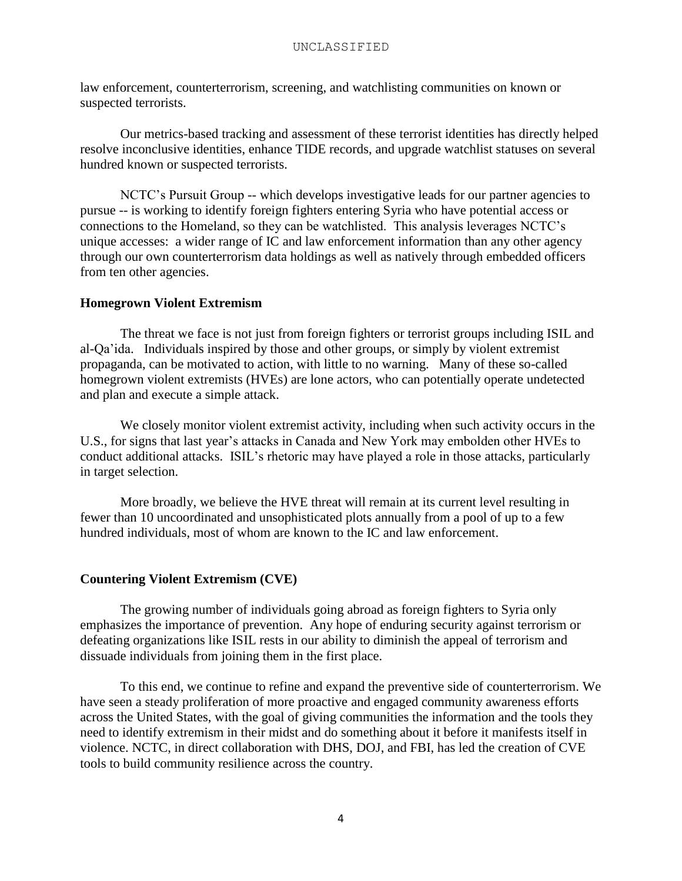law enforcement, counterterrorism, screening, and watchlisting communities on known or suspected terrorists.

Our metrics-based tracking and assessment of these terrorist identities has directly helped resolve inconclusive identities, enhance TIDE records, and upgrade watchlist statuses on several hundred known or suspected terrorists.

NCTC's Pursuit Group -- which develops investigative leads for our partner agencies to pursue -- is working to identify foreign fighters entering Syria who have potential access or connections to the Homeland, so they can be watchlisted. This analysis leverages NCTC's unique accesses: a wider range of IC and law enforcement information than any other agency through our own counterterrorism data holdings as well as natively through embedded officers from ten other agencies.

**Homegrown Violent Extremism**

The threat we face is not just from foreign fighters or terrorist groups including ISIL and al-Qa'ida. Individuals inspired by those and other groups, or simply by violent extremist propaganda, can be motivated to action, with little to no warning. Many of these so-called homegrown violent extremists (HVEs) are lone actors, who can potentially operate undetected and plan and execute a simple attack.

We closely monitor violent extremist activity, including when such activity occurs in the U.S., for signs that last year's attacks in Canada and New York may embolden other HVEs to conduct additional attacks. ISIL's rhetoric may have played a role in those attacks, particularly in target selection.

More broadly, we believe the HVE threat will remain at its current level resulting in fewer than 10 uncoordinated and unsophisticated plots annually from a pool of up to a few hundred individuals, most of whom are known to the IC and law enforcement.

**Countering Violent Extremism (CVE)**

The growing number of individuals going abroad as foreign fighters to Syria only emphasizes the importance of prevention. Any hope of enduring security against terrorism or defeating organizations like ISIL rests in our ability to diminish the appeal of terrorism and dissuade individuals from joining them in the first place.

To this end, we continue to refine and expand the preventive side of counterterrorism. We have seen a steady proliferation of more proactive and engaged community awareness efforts across the United States, with the goal of giving communities the information and the tools they need to identify extremism in their midst and do something about it before it manifests itself in violence. NCTC, in direct collaboration with DHS, DOJ, and FBI, has led the creation of CVE tools to build community resilience across the country.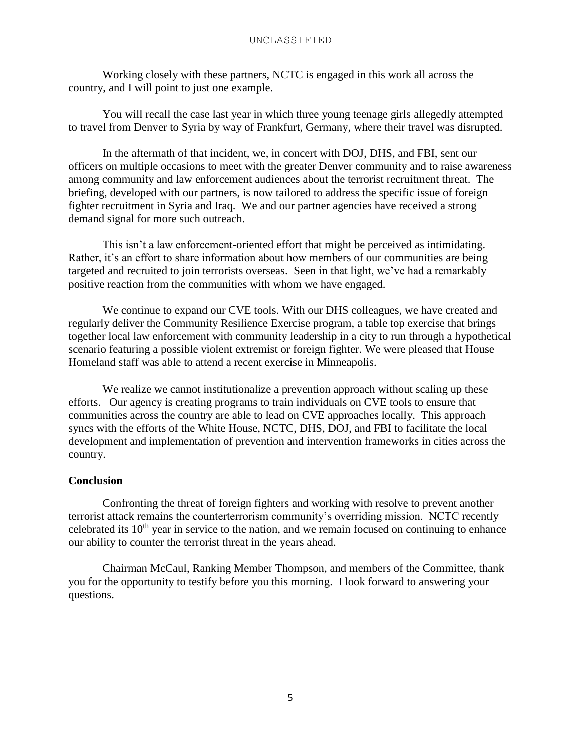Working closely with these partners, NCTC is engaged in this work all across the country, and I will point to just one example.

You will recall the case last year in which three young teenage girls allegedly attempted to travel from Denver to Syria by way of Frankfurt, Germany, where their travel was disrupted.

In the aftermath of that incident, we, in concert with DOJ, DHS, and FBI, sent our officers on multiple occasions to meet with the greater Denver community and to raise awareness among community and law enforcement audiences about the terrorist recruitment threat. The briefing, developed with our partners, is now tailored to address the specific issue of foreign fighter recruitment in Syria and Iraq. We and our partner agencies have received a strong demand signal for more such outreach.

This isn't a law enforcement-oriented effort that might be perceived as intimidating. Rather, it's an effort to share information about how members of our communities are being targeted and recruited to join terrorists overseas. Seen in that light, we've had a remarkably positive reaction from the communities with whom we have engaged.

We continue to expand our CVE tools. With our DHS colleagues, we have created and regularly deliver the Community Resilience Exercise program, a table top exercise that brings together local law enforcement with community leadership in a city to run through a hypothetical scenario featuring a possible violent extremist or foreign fighter. We were pleased that House Homeland staff was able to attend a recent exercise in Minneapolis.

We realize we cannot institutionalize a prevention approach without scaling up these efforts. Our agency is creating programs to train individuals on CVE tools to ensure that communities across the country are able to lead on CVE approaches locally. This approach syncs with the efforts of the White House, NCTC, DHS, DOJ, and FBI to facilitate the local development and implementation of prevention and intervention frameworks in cities across the country.

## Conclusion

Confronting the threat of foreign fighters and working with resolve to prevent another terrorist attack remains the counterterrorism community's overriding mission. NCTC recently celebrated its 10th year in service to the nation, and we remain focused on continuing to enhance our ability to counter the terrorist threat in the years ahead.

Chairman McCaul, Ranking Member Thompson, and members of the Committee, thank you for the opportunity to testify before you this morning. I look forward to answering your questions.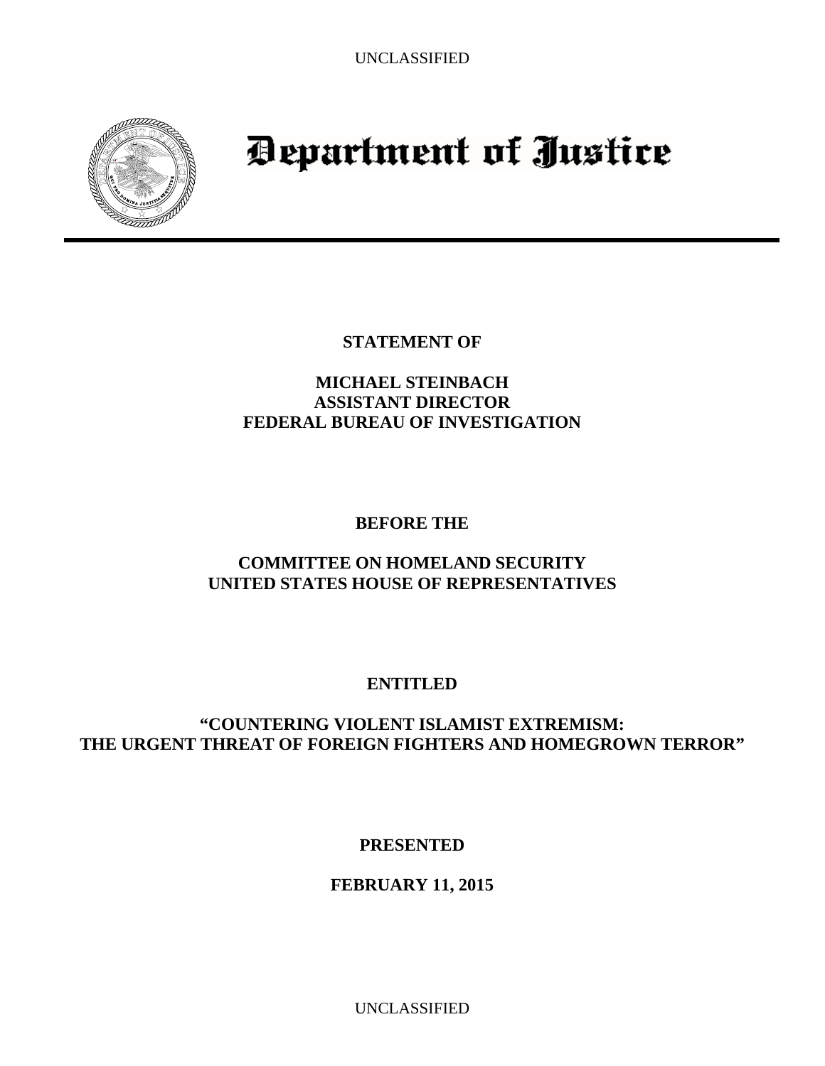# Department of Justice

**STATEMENT OF**

**MICHAEL STEINBACH**
**ASSISTANT DIRECTOR**
**FEDERAL BUREAU OF INVESTIGATION**

**BEFORE THE**

**COMMITTEE ON HOMELAND SECURITY**
**UNITED STATES HOUSE OF REPRESENTATIVES**

**ENTITLED**

**"COUNTERING VIOLENT ISLAMIST EXTREMISM:**
**THE URGENT THREAT OF FOREIGN FIGHTERS AND HOMEGROWN TERROR"**

**PRESENTED**

**FEBRUARY 11, 2015**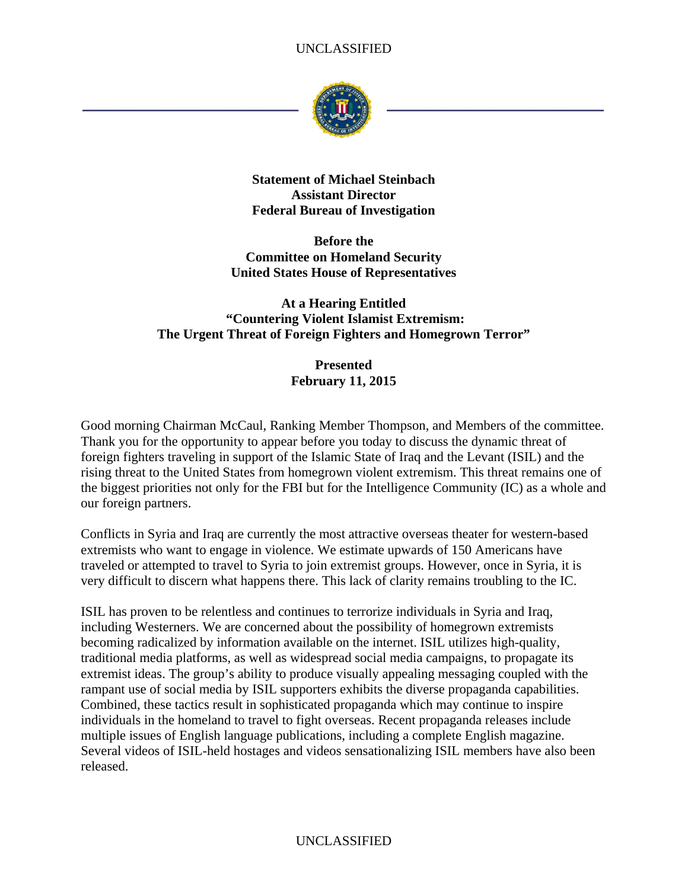**Statement of Michael Steinbach**
**Assistant Director**
**Federal Bureau of Investigation**

**Before the**
**Committee on Homeland Security**
**United States House of Representatives**

**At a Hearing Entitled**
**"Countering Violent Islamist Extremism:**
**The Urgent Threat of Foreign Fighters and Homegrown Terror"**

**Presented**
**February 11, 2015**

Good morning Chairman McCaul, Ranking Member Thompson, and Members of the committee. Thank you for the opportunity to appear before you today to discuss the dynamic threat of foreign fighters traveling in support of the Islamic State of Iraq and the Levant (ISIL) and the rising threat to the United States from homegrown violent extremism. This threat remains one of the biggest priorities not only for the FBI but for the Intelligence Community (IC) as a whole and our foreign partners.

Conflicts in Syria and Iraq are currently the most attractive overseas theater for western-based extremists who want to engage in violence. We estimate upwards of 150 Americans have traveled or attempted to travel to Syria to join extremist groups. However, once in Syria, it is very difficult to discern what happens there. This lack of clarity remains troubling to the IC.

ISIL has proven to be relentless and continues to terrorize individuals in Syria and Iraq, including Westerners. We are concerned about the possibility of homegrown extremists becoming radicalized by information available on the internet. ISIL utilizes high-quality, traditional media platforms, as well as widespread social media campaigns, to propagate its extremist ideas. The group's ability to produce visually appealing messaging coupled with the rampant use of social media by ISIL supporters exhibits the diverse propaganda capabilities. Combined, these tactics result in sophisticated propaganda which may continue to inspire individuals in the homeland to travel to fight overseas. Recent propaganda releases include multiple issues of English language publications, including a complete English magazine. Several videos of ISIL-held hostages and videos sensationalizing ISIL members have also been released.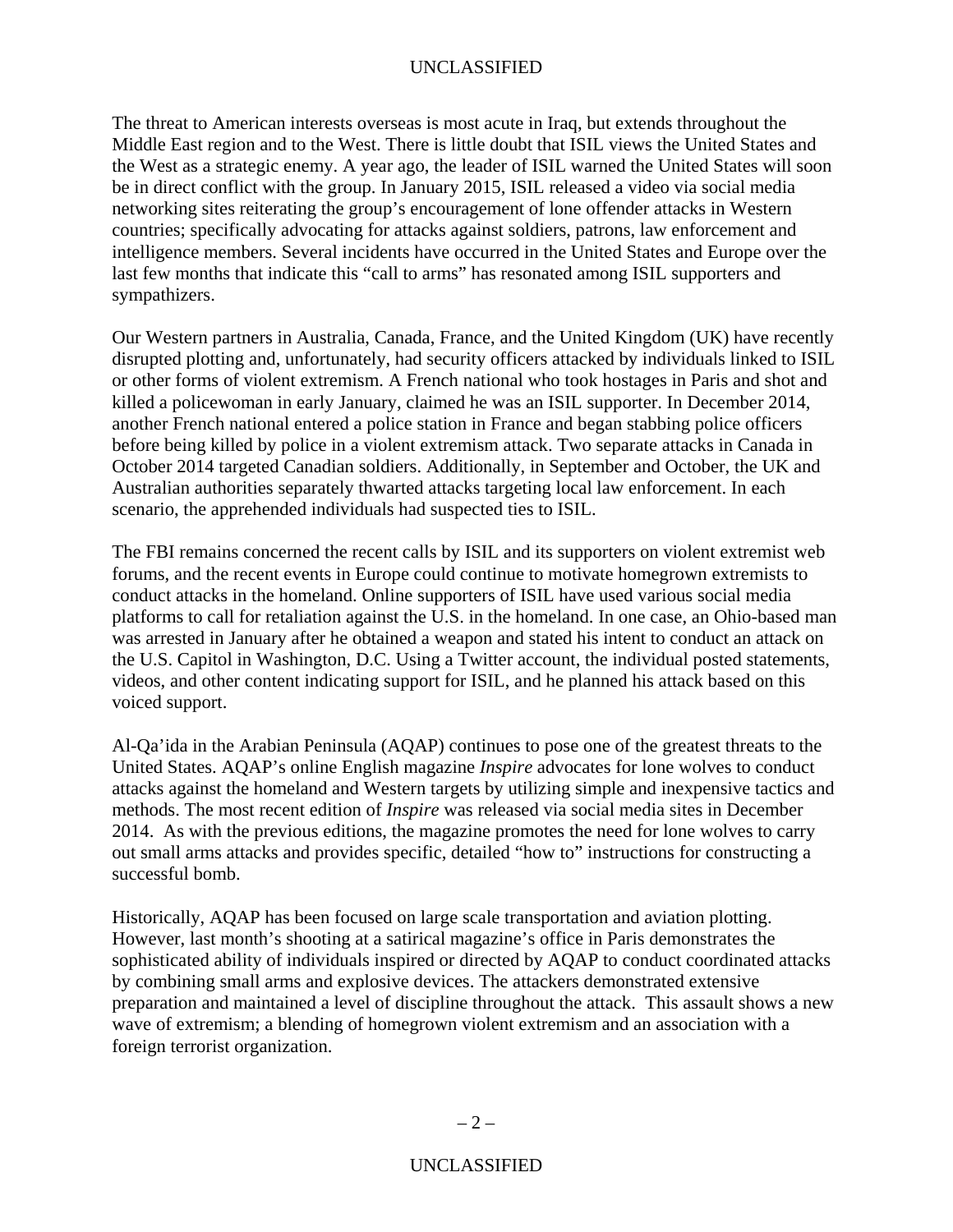The threat to American interests overseas is most acute in Iraq, but extends throughout the Middle East region and to the West. There is little doubt that ISIL views the United States and the West as a strategic enemy. A year ago, the leader of ISIL warned the United States will soon be in direct conflict with the group. In January 2015, ISIL released a video via social media networking sites reiterating the group's encouragement of lone offender attacks in Western countries; specifically advocating for attacks against soldiers, patrons, law enforcement and intelligence members. Several incidents have occurred in the United States and Europe over the last few months that indicate this "call to arms" has resonated among ISIL supporters and sympathizers.

Our Western partners in Australia, Canada, France, and the United Kingdom (UK) have recently disrupted plotting and, unfortunately, had security officers attacked by individuals linked to ISIL or other forms of violent extremism. A French national who took hostages in Paris and shot and killed a policewoman in early January, claimed he was an ISIL supporter. In December 2014, another French national entered a police station in France and began stabbing police officers before being killed by police in a violent extremism attack. Two separate attacks in Canada in October 2014 targeted Canadian soldiers. Additionally, in September and October, the UK and Australian authorities separately thwarted attacks targeting local law enforcement. In each scenario, the apprehended individuals had suspected ties to ISIL.

The FBI remains concerned the recent calls by ISIL and its supporters on violent extremist web forums, and the recent events in Europe could continue to motivate homegrown extremists to conduct attacks in the homeland. Online supporters of ISIL have used various social media platforms to call for retaliation against the U.S. in the homeland. In one case, an Ohio-based man was arrested in January after he obtained a weapon and stated his intent to conduct an attack on the U.S. Capitol in Washington, D.C. Using a Twitter account, the individual posted statements, videos, and other content indicating support for ISIL, and he planned his attack based on this voiced support.

Al-Qa'ida in the Arabian Peninsula (AQAP) continues to pose one of the greatest threats to the United States. AQAP's online English magazine *Inspire* advocates for lone wolves to conduct attacks against the homeland and Western targets by utilizing simple and inexpensive tactics and methods. The most recent edition of *Inspire* was released via social media sites in December 2014. As with the previous editions, the magazine promotes the need for lone wolves to carry out small arms attacks and provides specific, detailed "how to" instructions for constructing a successful bomb.

Historically, AQAP has been focused on large scale transportation and aviation plotting. However, last month's shooting at a satirical magazine's office in Paris demonstrates the sophisticated ability of individuals inspired or directed by AQAP to conduct coordinated attacks by combining small arms and explosive devices. The attackers demonstrated extensive preparation and maintained a level of discipline throughout the attack. This assault shows a new wave of extremism; a blending of homegrown violent extremism and an association with a foreign terrorist organization.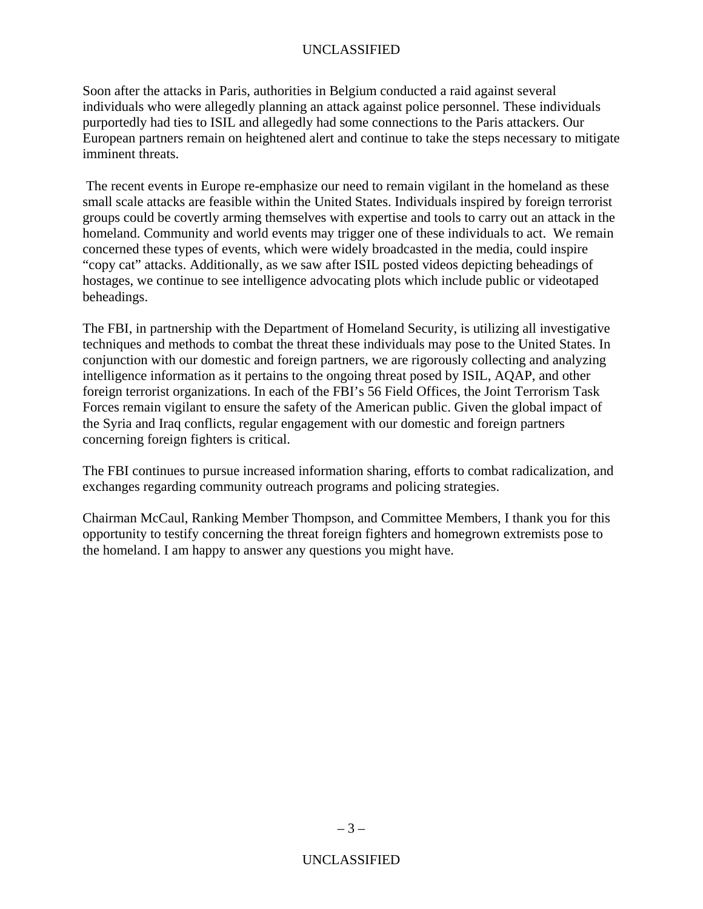Soon after the attacks in Paris, authorities in Belgium conducted a raid against several individuals who were allegedly planning an attack against police personnel. These individuals purportedly had ties to ISIL and allegedly had some connections to the Paris attackers. Our European partners remain on heightened alert and continue to take the steps necessary to mitigate imminent threats.

The recent events in Europe re-emphasize our need to remain vigilant in the homeland as these small scale attacks are feasible within the United States. Individuals inspired by foreign terrorist groups could be covertly arming themselves with expertise and tools to carry out an attack in the homeland. Community and world events may trigger one of these individuals to act. We remain concerned these types of events, which were widely broadcasted in the media, could inspire "copy cat" attacks. Additionally, as we saw after ISIL posted videos depicting beheadings of hostages, we continue to see intelligence advocating plots which include public or videotaped beheadings.

The FBI, in partnership with the Department of Homeland Security, is utilizing all investigative techniques and methods to combat the threat these individuals may pose to the United States. In conjunction with our domestic and foreign partners, we are rigorously collecting and analyzing intelligence information as it pertains to the ongoing threat posed by ISIL, AQAP, and other foreign terrorist organizations. In each of the FBI's 56 Field Offices, the Joint Terrorism Task Forces remain vigilant to ensure the safety of the American public. Given the global impact of the Syria and Iraq conflicts, regular engagement with our domestic and foreign partners concerning foreign fighters is critical.

The FBI continues to pursue increased information sharing, efforts to combat radicalization, and exchanges regarding community outreach programs and policing strategies.

Chairman McCaul, Ranking Member Thompson, and Committee Members, I thank you for this opportunity to testify concerning the threat foreign fighters and homegrown extremists pose to the homeland. I am happy to answer any questions you might have.